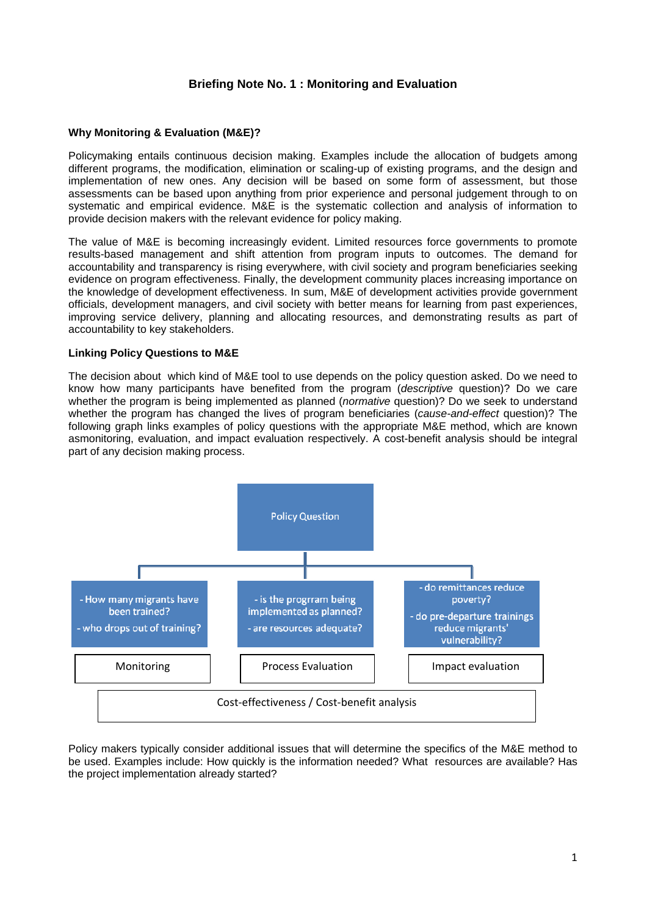# Briefing Note No. 1 : Monitoring and Evaluation

**Why Monitoring & Evaluation (M&E)?**

Policymaking entails continuous decision making. Examples include the allocation of budgets among different programs, the modification, elimination or scaling-up of existing programs, and the design and implementation of new ones. Any decision will be based on some form of assessment, but those assessments can be based upon anything from prior experience and personal judgement through to on systematic and empirical evidence. M&E is the systematic collection and analysis of information to provide decision makers with the relevant evidence for policy making.

The value of M&E is becoming increasingly evident. Limited resources force governments to promote results-based management and shift attention from program inputs to outcomes. The demand for accountability and transparency is rising everywhere, with civil society and program beneficiaries seeking evidence on program effectiveness. Finally, the development community places increasing importance on the knowledge of development effectiveness. In sum, M&E of development activities provide government officials, development managers, and civil society with better means for learning from past experiences, improving service delivery, planning and allocating resources, and demonstrating results as part of accountability to key stakeholders.

**Linking Policy Questions to M&E**

The decision about which kind of M&E tool to use depends on the policy question asked. Do we need to know how many participants have benefited from the program (*descriptive* question)? Do we care whether the program is being implemented as planned (*normative* question)? Do we seek to understand whether the program has changed the lives of program beneficiaries (*cause-and-effect* question)? The following graph links examples of policy questions with the appropriate M&E method, which are known asmonitoring, evaluation, and impact evaluation respectively. A cost-benefit analysis should be integral part of any decision making process.

Policy Question

| - How many migrants have been trained?<br>- who drops out of training? | - is the progrram being implemented as planned?<br>- are resources adequate? | - do remittances reduce poverty?<br>- do pre-departure trainings reduce migrants' vulnerability? |
| --- | --- | --- |
| Monitoring | Process Evaluation | Impact evaluation |
| Cost-effectiveness / Cost-benefit analysis | | |

Policy makers typically consider additional issues that will determine the specifics of the M&E method to be used. Examples include: How quickly is the information needed? What resources are available? Has the project implementation already started?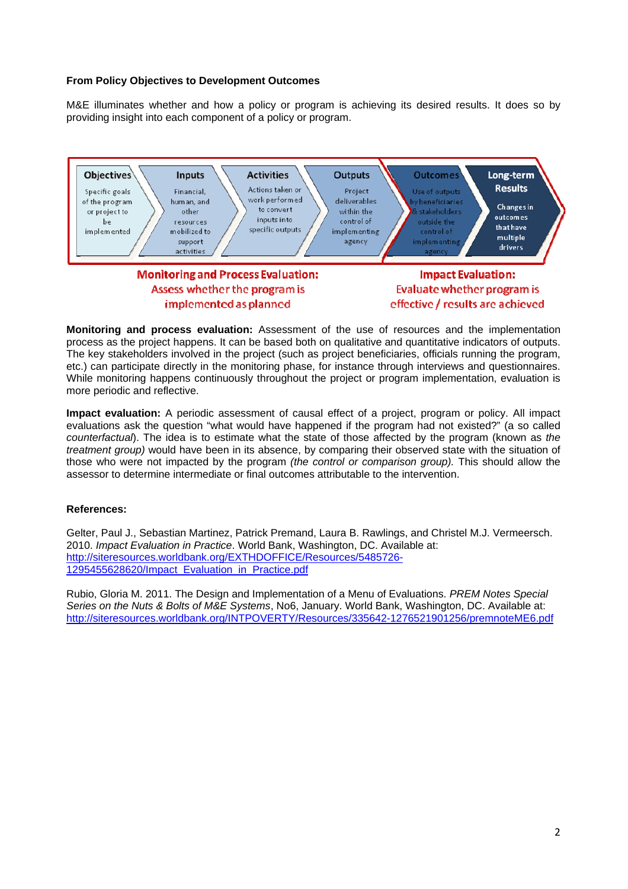**From Policy Objectives to Development Outcomes**

M&E illuminates whether and how a policy or program is achieving its desired results. It does so by providing insight into each component of a policy or program.

Objectives
Specific goals of the program or project to be implemented

Inputs
Financial, human, and other resources mobilized to support activities

Activities
Actions taken or work performed to convert inputs into specific outputs

Outputs
Project deliverables within the control of implementing agency

Outcomes
Use of outputs by beneficiaries & stakeholders outside the control of implementing agency

Long-term Results
Changes in outcomes that have multiple drivers

Monitoring and Process Evaluation: Assess whether the program is implemented as planned

Impact Evaluation: Evaluate whether program is effective / results are achieved

**Monitoring and process evaluation:** Assessment of the use of resources and the implementation process as the project happens. It can be based both on qualitative and quantitative indicators of outputs. The key stakeholders involved in the project (such as project beneficiaries, officials running the program, etc.) can participate directly in the monitoring phase, for instance through interviews and questionnaires. While monitoring happens continuously throughout the project or program implementation, evaluation is more periodic and reflective.

**Impact evaluation:** A periodic assessment of causal effect of a project, program or policy. All impact evaluations ask the question "what would have happened if the program had not existed?" (a so called *counterfactual*). The idea is to estimate what the state of those affected by the program (known as *the treatment group)* would have been in its absence, by comparing their observed state with the situation of those who were not impacted by the program *(the control or comparison group).* This should allow the assessor to determine intermediate or final outcomes attributable to the intervention.

**References:**

Gelter, Paul J., Sebastian Martinez, Patrick Premand, Laura B. Rawlings, and Christel M.J. Vermeersch. 2010. *Impact Evaluation in Practice*. World Bank, Washington, DC. Available at: http://siteresources.worldbank.org/EXTHDOFFICE/Resources/5485726-1295455628620/Impact_Evaluation_in_Practice.pdf

Rubio, Gloria M. 2011. The Design and Implementation of a Menu of Evaluations. *PREM Notes Special Series on the Nuts & Bolts of M&E Systems*, No6, January. World Bank, Washington, DC. Available at: http://siteresources.worldbank.org/INTPOVERTY/Resources/335642-1276521901256/premnoteME6.pdf